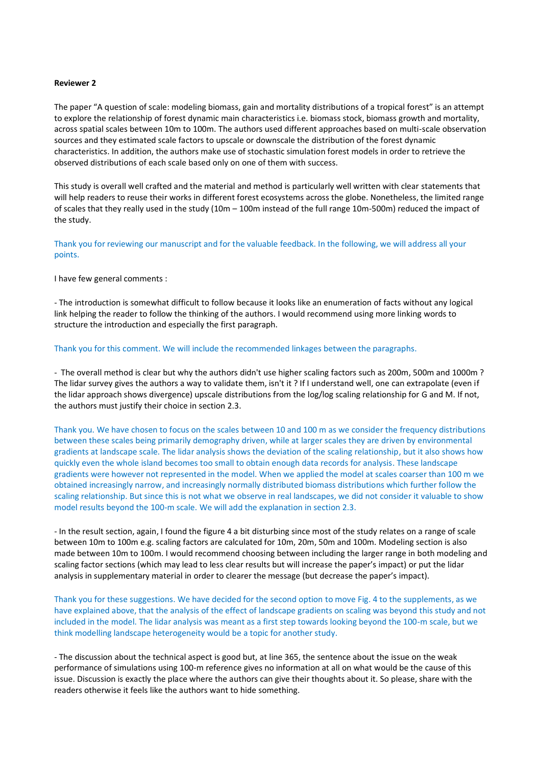**Reviewer 2**

The paper "A question of scale: modeling biomass, gain and mortality distributions of a tropical forest" is an attempt to explore the relationship of forest dynamic main characteristics i.e. biomass stock, biomass growth and mortality, across spatial scales between 10m to 100m. The authors used different approaches based on multi-scale observation sources and they estimated scale factors to upscale or downscale the distribution of the forest dynamic characteristics. In addition, the authors make use of stochastic simulation forest models in order to retrieve the observed distributions of each scale based only on one of them with success.

This study is overall well crafted and the material and method is particularly well written with clear statements that will help readers to reuse their works in different forest ecosystems across the globe. Nonetheless, the limited range of scales that they really used in the study (10m – 100m instead of the full range 10m-500m) reduced the impact of the study.

Thank you for reviewing our manuscript and for the valuable feedback. In the following, we will address all your points.

I have few general comments :

- The introduction is somewhat difficult to follow because it looks like an enumeration of facts without any logical link helping the reader to follow the thinking of the authors. I would recommend using more linking words to structure the introduction and especially the first paragraph.

Thank you for this comment. We will include the recommended linkages between the paragraphs.

- The overall method is clear but why the authors didn't use higher scaling factors such as 200m, 500m and 1000m ? The lidar survey gives the authors a way to validate them, isn't it ? If I understand well, one can extrapolate (even if the lidar approach shows divergence) upscale distributions from the log/log scaling relationship for G and M. If not, the authors must justify their choice in section 2.3.

Thank you. We have chosen to focus on the scales between 10 and 100 m as we consider the frequency distributions between these scales being primarily demography driven, while at larger scales they are driven by environmental gradients at landscape scale. The lidar analysis shows the deviation of the scaling relationship, but it also shows how quickly even the whole island becomes too small to obtain enough data records for analysis. These landscape gradients were however not represented in the model. When we applied the model at scales coarser than 100 m we obtained increasingly narrow, and increasingly normally distributed biomass distributions which further follow the scaling relationship. But since this is not what we observe in real landscapes, we did not consider it valuable to show model results beyond the 100-m scale. We will add the explanation in section 2.3.

- In the result section, again, I found the figure 4 a bit disturbing since most of the study relates on a range of scale between 10m to 100m e.g. scaling factors are calculated for 10m, 20m, 50m and 100m. Modeling section is also made between 10m to 100m. I would recommend choosing between including the larger range in both modeling and scaling factor sections (which may lead to less clear results but will increase the paper's impact) or put the lidar analysis in supplementary material in order to clearer the message (but decrease the paper's impact).

Thank you for these suggestions. We have decided for the second option to move Fig. 4 to the supplements, as we have explained above, that the analysis of the effect of landscape gradients on scaling was beyond this study and not included in the model. The lidar analysis was meant as a first step towards looking beyond the 100-m scale, but we think modelling landscape heterogeneity would be a topic for another study.

- The discussion about the technical aspect is good but, at line 365, the sentence about the issue on the weak performance of simulations using 100-m reference gives no information at all on what would be the cause of this issue. Discussion is exactly the place where the authors can give their thoughts about it. So please, share with the readers otherwise it feels like the authors want to hide something.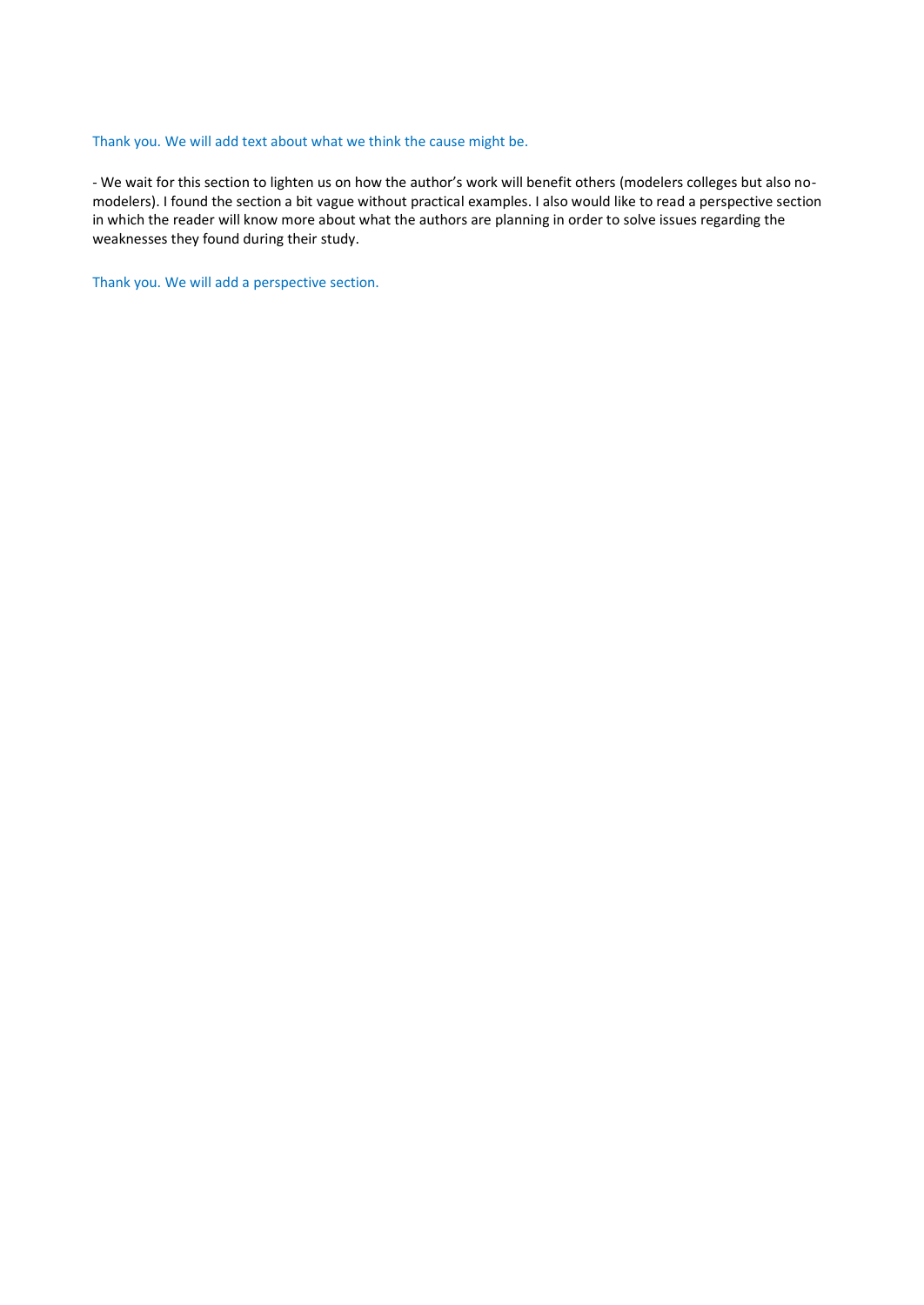Thank you. We will add text about what we think the cause might be.

- We wait for this section to lighten us on how the author's work will benefit others (modelers colleges but also no-modelers). I found the section a bit vague without practical examples. I also would like to read a perspective section in which the reader will know more about what the authors are planning in order to solve issues regarding the weaknesses they found during their study.

Thank you. We will add a perspective section.